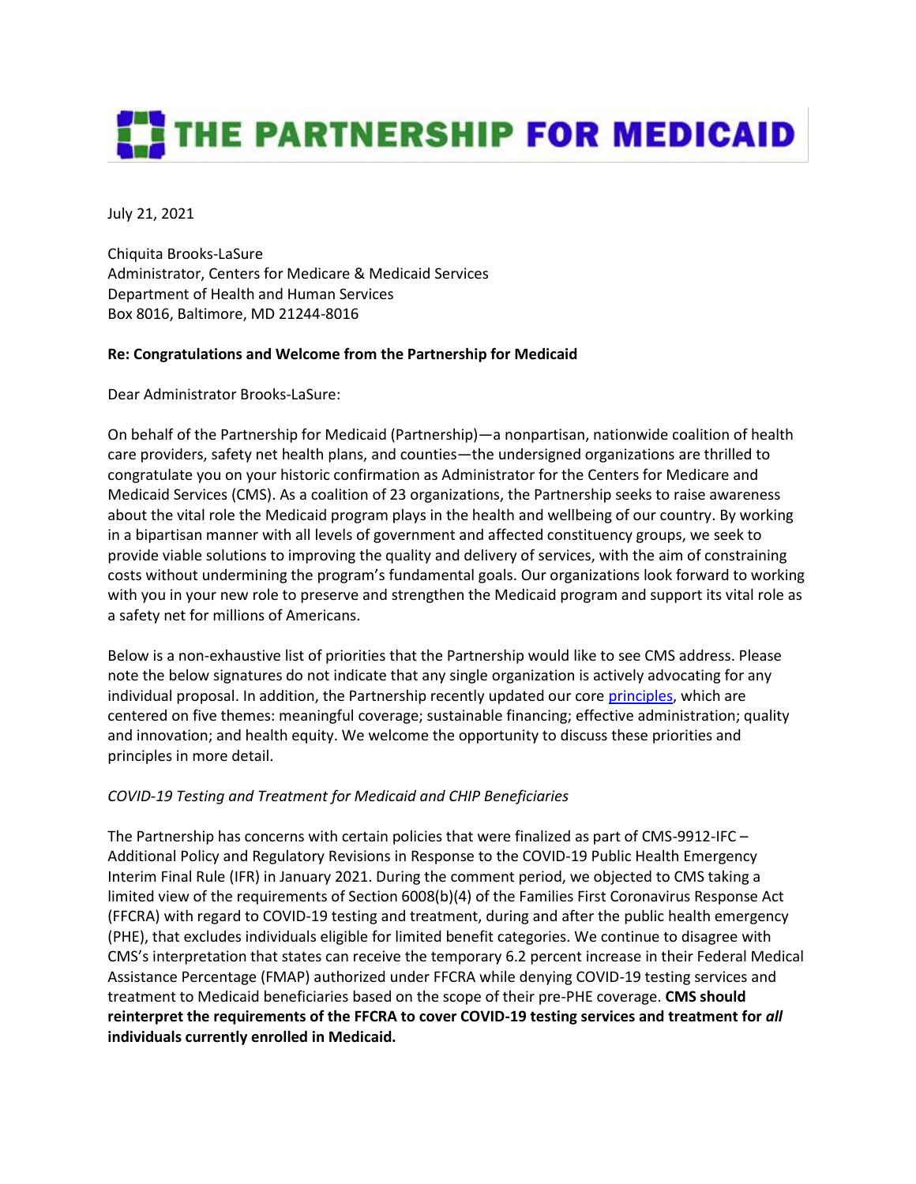# THE PARTNERSHIP FOR MEDICAID

July 21, 2021

Chiquita Brooks-LaSure
Administrator, Centers for Medicare & Medicaid Services
Department of Health and Human Services
Box 8016, Baltimore, MD 21244-8016

**Re: Congratulations and Welcome from the Partnership for Medicaid**

Dear Administrator Brooks-LaSure:

On behalf of the Partnership for Medicaid (Partnership)—a nonpartisan, nationwide coalition of health care providers, safety net health plans, and counties—the undersigned organizations are thrilled to congratulate you on your historic confirmation as Administrator for the Centers for Medicare and Medicaid Services (CMS). As a coalition of 23 organizations, the Partnership seeks to raise awareness about the vital role the Medicaid program plays in the health and wellbeing of our country. By working in a bipartisan manner with all levels of government and affected constituency groups, we seek to provide viable solutions to improving the quality and delivery of services, with the aim of constraining costs without undermining the program's fundamental goals. Our organizations look forward to working with you in your new role to preserve and strengthen the Medicaid program and support its vital role as a safety net for millions of Americans.

Below is a non-exhaustive list of priorities that the Partnership would like to see CMS address. Please note the below signatures do not indicate that any single organization is actively advocating for any individual proposal. In addition, the Partnership recently updated our core principles, which are centered on five themes: meaningful coverage; sustainable financing; effective administration; quality and innovation; and health equity. We welcome the opportunity to discuss these priorities and principles in more detail.

*COVID-19 Testing and Treatment for Medicaid and CHIP Beneficiaries*

The Partnership has concerns with certain policies that were finalized as part of CMS-9912-IFC – Additional Policy and Regulatory Revisions in Response to the COVID-19 Public Health Emergency Interim Final Rule (IFR) in January 2021. During the comment period, we objected to CMS taking a limited view of the requirements of Section 6008(b)(4) of the Families First Coronavirus Response Act (FFCRA) with regard to COVID-19 testing and treatment, during and after the public health emergency (PHE), that excludes individuals eligible for limited benefit categories. We continue to disagree with CMS's interpretation that states can receive the temporary 6.2 percent increase in their Federal Medical Assistance Percentage (FMAP) authorized under FFCRA while denying COVID-19 testing services and treatment to Medicaid beneficiaries based on the scope of their pre-PHE coverage. **CMS should reinterpret the requirements of the FFCRA to cover COVID-19 testing services and treatment for *all* individuals currently enrolled in Medicaid.**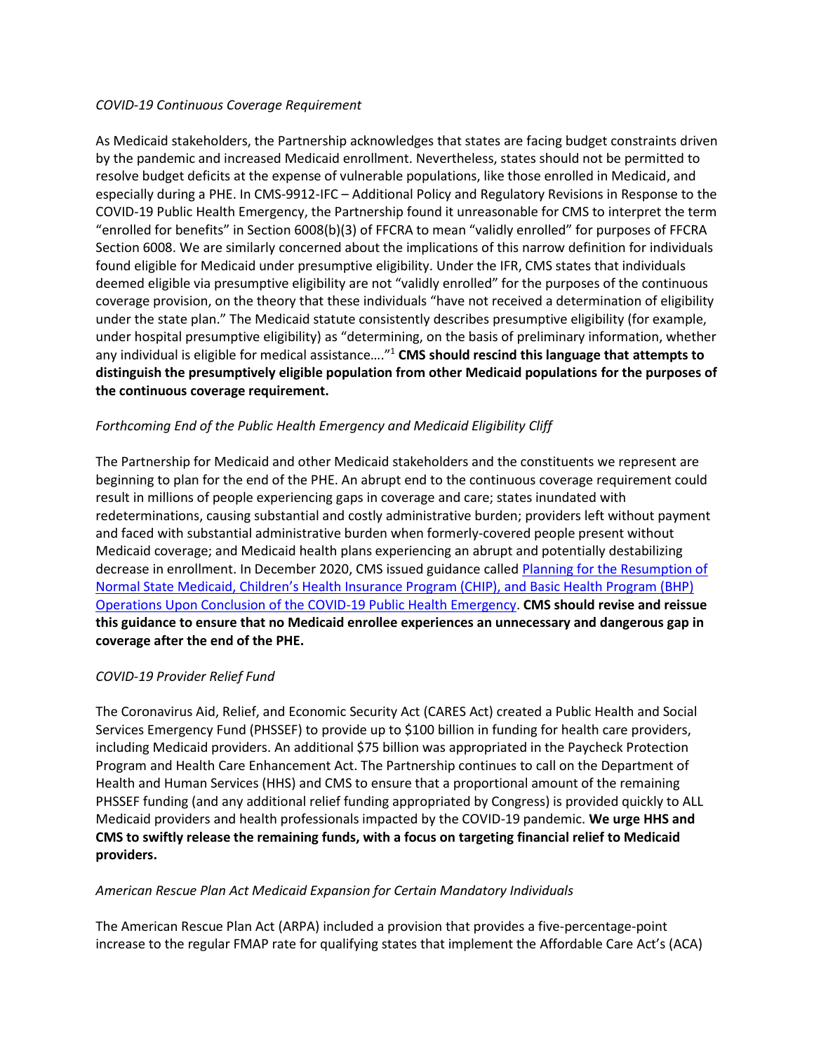*COVID-19 Continuous Coverage Requirement*

As Medicaid stakeholders, the Partnership acknowledges that states are facing budget constraints driven by the pandemic and increased Medicaid enrollment. Nevertheless, states should not be permitted to resolve budget deficits at the expense of vulnerable populations, like those enrolled in Medicaid, and especially during a PHE. In CMS-9912-IFC – Additional Policy and Regulatory Revisions in Response to the COVID-19 Public Health Emergency, the Partnership found it unreasonable for CMS to interpret the term "enrolled for benefits" in Section 6008(b)(3) of FFCRA to mean "validly enrolled" for purposes of FFCRA Section 6008. We are similarly concerned about the implications of this narrow definition for individuals found eligible for Medicaid under presumptive eligibility. Under the IFR, CMS states that individuals deemed eligible via presumptive eligibility are not "validly enrolled" for the purposes of the continuous coverage provision, on the theory that these individuals "have not received a determination of eligibility under the state plan." The Medicaid statute consistently describes presumptive eligibility (for example, under hospital presumptive eligibility) as "determining, on the basis of preliminary information, whether any individual is eligible for medical assistance…."[1] **CMS should rescind this language that attempts to distinguish the presumptively eligible population from other Medicaid populations for the purposes of the continuous coverage requirement.**

*Forthcoming End of the Public Health Emergency and Medicaid Eligibility Cliff*

The Partnership for Medicaid and other Medicaid stakeholders and the constituents we represent are beginning to plan for the end of the PHE. An abrupt end to the continuous coverage requirement could result in millions of people experiencing gaps in coverage and care; states inundated with redeterminations, causing substantial and costly administrative burden; providers left without payment and faced with substantial administrative burden when formerly-covered people present without Medicaid coverage; and Medicaid health plans experiencing an abrupt and potentially destabilizing decrease in enrollment. In December 2020, CMS issued guidance called Planning for the Resumption of Normal State Medicaid, Children's Health Insurance Program (CHIP), and Basic Health Program (BHP) Operations Upon Conclusion of the COVID-19 Public Health Emergency. **CMS should revise and reissue this guidance to ensure that no Medicaid enrollee experiences an unnecessary and dangerous gap in coverage after the end of the PHE.**

*COVID-19 Provider Relief Fund*

The Coronavirus Aid, Relief, and Economic Security Act (CARES Act) created a Public Health and Social Services Emergency Fund (PHSSEF) to provide up to $100 billion in funding for health care providers, including Medicaid providers. An additional $75 billion was appropriated in the Paycheck Protection Program and Health Care Enhancement Act. The Partnership continues to call on the Department of Health and Human Services (HHS) and CMS to ensure that a proportional amount of the remaining PHSSEF funding (and any additional relief funding appropriated by Congress) is provided quickly to ALL Medicaid providers and health professionals impacted by the COVID-19 pandemic. **We urge HHS and CMS to swiftly release the remaining funds, with a focus on targeting financial relief to Medicaid providers.**

*American Rescue Plan Act Medicaid Expansion for Certain Mandatory Individuals*

The American Rescue Plan Act (ARPA) included a provision that provides a five-percentage-point increase to the regular FMAP rate for qualifying states that implement the Affordable Care Act's (ACA)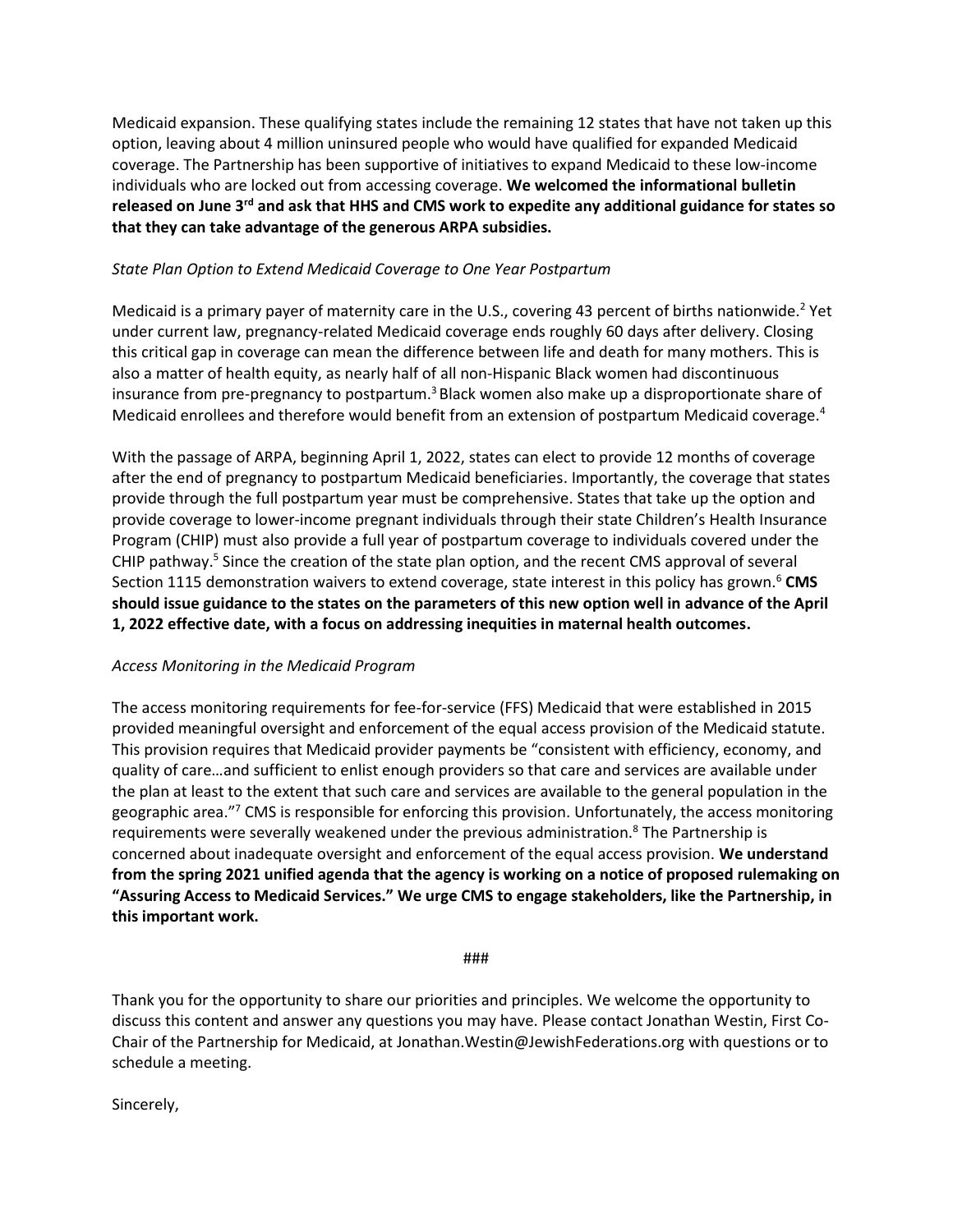Medicaid expansion. These qualifying states include the remaining 12 states that have not taken up this option, leaving about 4 million uninsured people who would have qualified for expanded Medicaid coverage. The Partnership has been supportive of initiatives to expand Medicaid to these low-income individuals who are locked out from accessing coverage. **We welcomed the informational bulletin released on June 3rd and ask that HHS and CMS work to expedite any additional guidance for states so that they can take advantage of the generous ARPA subsidies.**

*State Plan Option to Extend Medicaid Coverage to One Year Postpartum*

Medicaid is a primary payer of maternity care in the U.S., covering 43 percent of births nationwide.[2] Yet under current law, pregnancy-related Medicaid coverage ends roughly 60 days after delivery. Closing this critical gap in coverage can mean the difference between life and death for many mothers. This is also a matter of health equity, as nearly half of all non-Hispanic Black women had discontinuous insurance from pre-pregnancy to postpartum.[3] Black women also make up a disproportionate share of Medicaid enrollees and therefore would benefit from an extension of postpartum Medicaid coverage.[4]

With the passage of ARPA, beginning April 1, 2022, states can elect to provide 12 months of coverage after the end of pregnancy to postpartum Medicaid beneficiaries. Importantly, the coverage that states provide through the full postpartum year must be comprehensive. States that take up the option and provide coverage to lower-income pregnant individuals through their state Children's Health Insurance Program (CHIP) must also provide a full year of postpartum coverage to individuals covered under the CHIP pathway.[5] Since the creation of the state plan option, and the recent CMS approval of several Section 1115 demonstration waivers to extend coverage, state interest in this policy has grown.[6] **CMS should issue guidance to the states on the parameters of this new option well in advance of the April 1, 2022 effective date, with a focus on addressing inequities in maternal health outcomes.**

*Access Monitoring in the Medicaid Program*

The access monitoring requirements for fee-for-service (FFS) Medicaid that were established in 2015 provided meaningful oversight and enforcement of the equal access provision of the Medicaid statute. This provision requires that Medicaid provider payments be "consistent with efficiency, economy, and quality of care…and sufficient to enlist enough providers so that care and services are available under the plan at least to the extent that such care and services are available to the general population in the geographic area."[7] CMS is responsible for enforcing this provision. Unfortunately, the access monitoring requirements were severally weakened under the previous administration.[8] The Partnership is concerned about inadequate oversight and enforcement of the equal access provision. **We understand from the spring 2021 unified agenda that the agency is working on a notice of proposed rulemaking on "Assuring Access to Medicaid Services." We urge CMS to engage stakeholders, like the Partnership, in this important work.**

###

Thank you for the opportunity to share our priorities and principles. We welcome the opportunity to discuss this content and answer any questions you may have. Please contact Jonathan Westin, First Co-Chair of the Partnership for Medicaid, at Jonathan.Westin@JewishFederations.org with questions or to schedule a meeting.

Sincerely,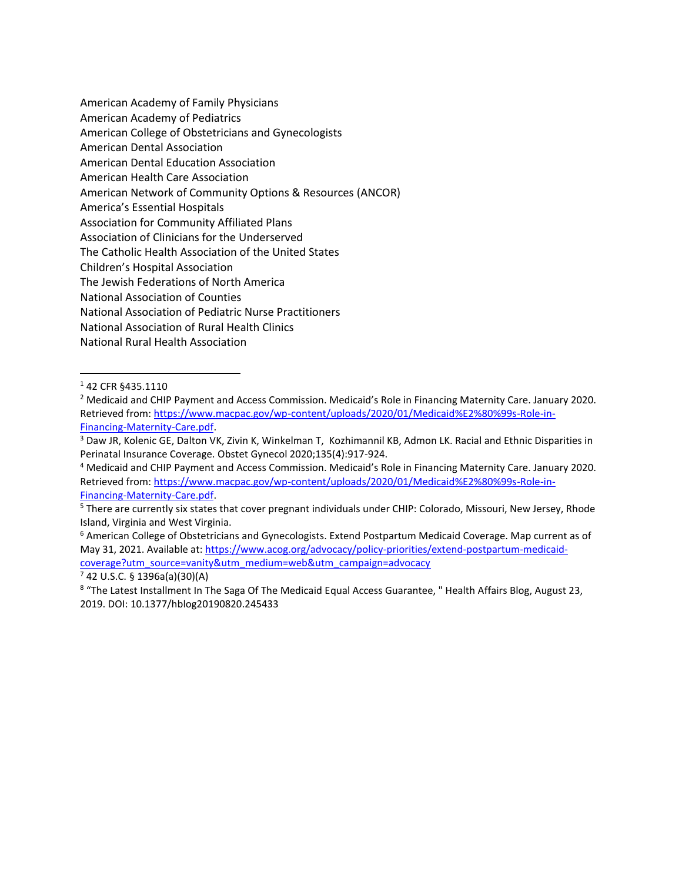American Academy of Family Physicians
American Academy of Pediatrics
American College of Obstetricians and Gynecologists
American Dental Association
American Dental Education Association
American Health Care Association
American Network of Community Options & Resources (ANCOR)
America's Essential Hospitals
Association for Community Affiliated Plans
Association of Clinicians for the Underserved
The Catholic Health Association of the United States
Children's Hospital Association
The Jewish Federations of North America
National Association of Counties
National Association of Pediatric Nurse Practitioners
National Association of Rural Health Clinics
National Rural Health Association

---

[1] 42 CFR §435.1110

[2] Medicaid and CHIP Payment and Access Commission. Medicaid's Role in Financing Maternity Care. January 2020. Retrieved from: https://www.macpac.gov/wp-content/uploads/2020/01/Medicaid%E2%80%99s-Role-in-Financing-Maternity-Care.pdf.

[3] Daw JR, Kolenic GE, Dalton VK, Zivin K, Winkelman T, Kozhimannil KB, Admon LK. Racial and Ethnic Disparities in Perinatal Insurance Coverage. Obstet Gynecol 2020;135(4):917-924.

[4] Medicaid and CHIP Payment and Access Commission. Medicaid's Role in Financing Maternity Care. January 2020. Retrieved from: https://www.macpac.gov/wp-content/uploads/2020/01/Medicaid%E2%80%99s-Role-in-Financing-Maternity-Care.pdf.

[5] There are currently six states that cover pregnant individuals under CHIP: Colorado, Missouri, New Jersey, Rhode Island, Virginia and West Virginia.

[6] American College of Obstetricians and Gynecologists. Extend Postpartum Medicaid Coverage. Map current as of May 31, 2021. Available at: https://www.acog.org/advocacy/policy-priorities/extend-postpartum-medicaid-coverage?utm_source=vanity&utm_medium=web&utm_campaign=advocacy

[7] 42 U.S.C. § 1396a(a)(30)(A)

[8] "The Latest Installment In The Saga Of The Medicaid Equal Access Guarantee, " Health Affairs Blog, August 23, 2019. DOI: 10.1377/hblog20190820.245433